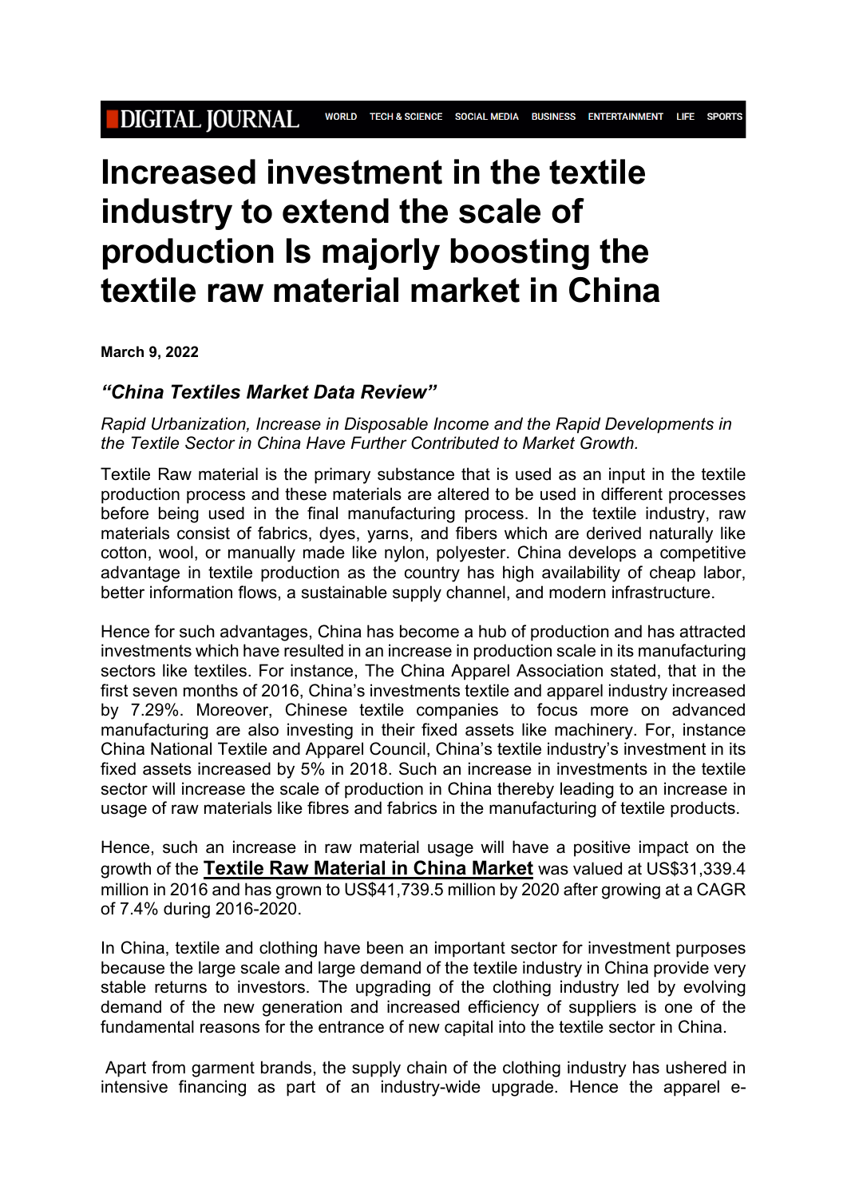# Increased investment in the textile industry to extend the scale of production Is majorly boosting the textile raw material market in China

**March 9, 2022**

## *"China Textiles Market Data Review"*

*Rapid Urbanization, Increase in Disposable Income and the Rapid Developments in the Textile Sector in China Have Further Contributed to Market Growth.*

Textile Raw material is the primary substance that is used as an input in the textile production process and these materials are altered to be used in different processes before being used in the final manufacturing process. In the textile industry, raw materials consist of fabrics, dyes, yarns, and fibers which are derived naturally like cotton, wool, or manually made like nylon, polyester. China develops a competitive advantage in textile production as the country has high availability of cheap labor, better information flows, a sustainable supply channel, and modern infrastructure.

Hence for such advantages, China has become a hub of production and has attracted investments which have resulted in an increase in production scale in its manufacturing sectors like textiles. For instance, The China Apparel Association stated, that in the first seven months of 2016, China's investments textile and apparel industry increased by 7.29%. Moreover, Chinese textile companies to focus more on advanced manufacturing are also investing in their fixed assets like machinery. For, instance China National Textile and Apparel Council, China's textile industry's investment in its fixed assets increased by 5% in 2018. Such an increase in investments in the textile sector will increase the scale of production in China thereby leading to an increase in usage of raw materials like fibres and fabrics in the manufacturing of textile products.

Hence, such an increase in raw material usage will have a positive impact on the growth of the **Textile Raw Material in China Market** was valued at US$31,339.4 million in 2016 and has grown to US$41,739.5 million by 2020 after growing at a CAGR of 7.4% during 2016-2020.

In China, textile and clothing have been an important sector for investment purposes because the large scale and large demand of the textile industry in China provide very stable returns to investors. The upgrading of the clothing industry led by evolving demand of the new generation and increased efficiency of suppliers is one of the fundamental reasons for the entrance of new capital into the textile sector in China.

Apart from garment brands, the supply chain of the clothing industry has ushered in intensive financing as part of an industry-wide upgrade. Hence the apparel e-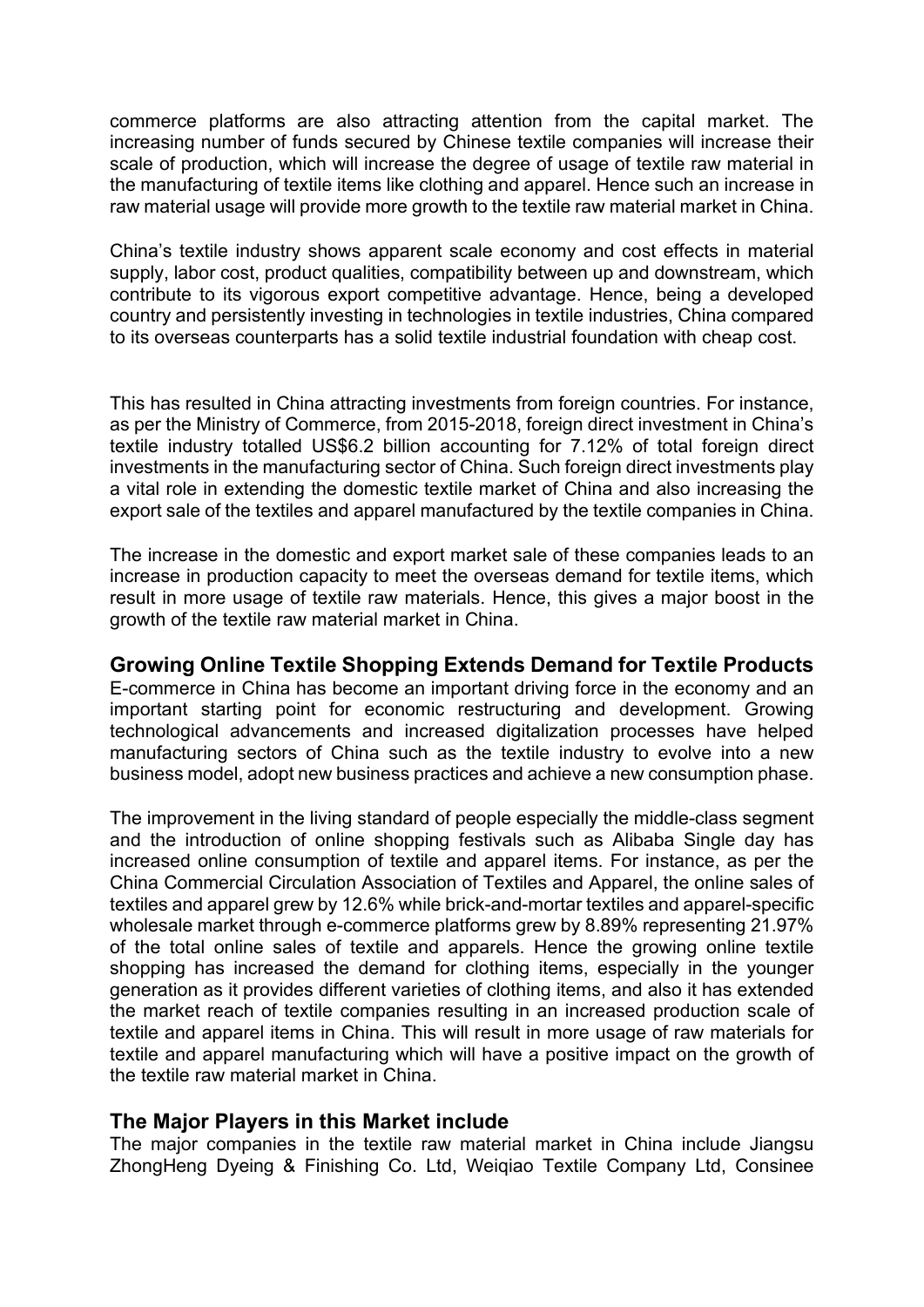commerce platforms are also attracting attention from the capital market. The increasing number of funds secured by Chinese textile companies will increase their scale of production, which will increase the degree of usage of textile raw material in the manufacturing of textile items like clothing and apparel. Hence such an increase in raw material usage will provide more growth to the textile raw material market in China.

China's textile industry shows apparent scale economy and cost effects in material supply, labor cost, product qualities, compatibility between up and downstream, which contribute to its vigorous export competitive advantage. Hence, being a developed country and persistently investing in technologies in textile industries, China compared to its overseas counterparts has a solid textile industrial foundation with cheap cost.

This has resulted in China attracting investments from foreign countries. For instance, as per the Ministry of Commerce, from 2015-2018, foreign direct investment in China's textile industry totalled US$6.2 billion accounting for 7.12% of total foreign direct investments in the manufacturing sector of China. Such foreign direct investments play a vital role in extending the domestic textile market of China and also increasing the export sale of the textiles and apparel manufactured by the textile companies in China.

The increase in the domestic and export market sale of these companies leads to an increase in production capacity to meet the overseas demand for textile items, which result in more usage of textile raw materials. Hence, this gives a major boost in the growth of the textile raw material market in China.

### Growing Online Textile Shopping Extends Demand for Textile Products

E-commerce in China has become an important driving force in the economy and an important starting point for economic restructuring and development. Growing technological advancements and increased digitalization processes have helped manufacturing sectors of China such as the textile industry to evolve into a new business model, adopt new business practices and achieve a new consumption phase.

The improvement in the living standard of people especially the middle-class segment and the introduction of online shopping festivals such as Alibaba Single day has increased online consumption of textile and apparel items. For instance, as per the China Commercial Circulation Association of Textiles and Apparel, the online sales of textiles and apparel grew by 12.6% while brick-and-mortar textiles and apparel-specific wholesale market through e-commerce platforms grew by 8.89% representing 21.97% of the total online sales of textile and apparels. Hence the growing online textile shopping has increased the demand for clothing items, especially in the younger generation as it provides different varieties of clothing items, and also it has extended the market reach of textile companies resulting in an increased production scale of textile and apparel items in China. This will result in more usage of raw materials for textile and apparel manufacturing which will have a positive impact on the growth of the textile raw material market in China.

### The Major Players in this Market include

The major companies in the textile raw material market in China include Jiangsu ZhongHeng Dyeing & Finishing Co. Ltd, Weiqiao Textile Company Ltd, Consinee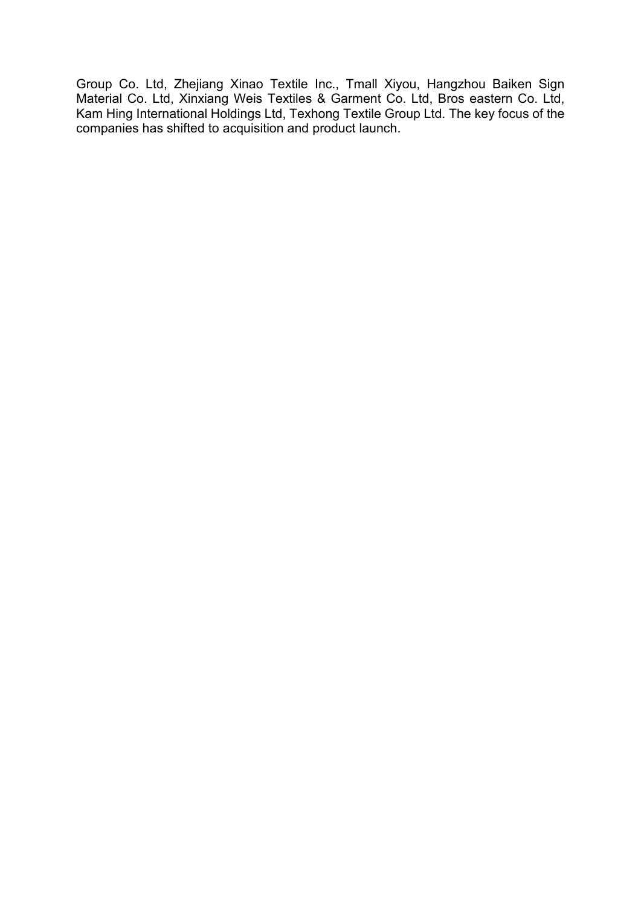Group Co. Ltd, Zhejiang Xinao Textile Inc., Tmall Xiyou, Hangzhou Baiken Sign Material Co. Ltd, Xinxiang Weis Textiles & Garment Co. Ltd, Bros eastern Co. Ltd, Kam Hing International Holdings Ltd, Texhong Textile Group Ltd. The key focus of the companies has shifted to acquisition and product launch.